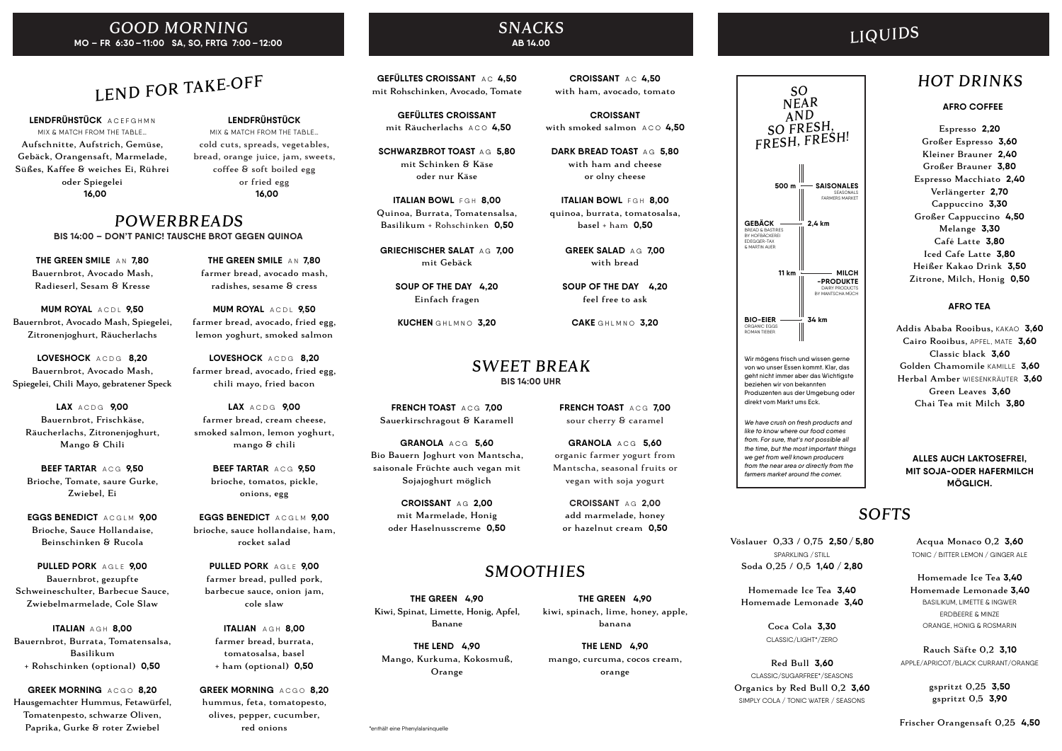# GOOD MORNING

**MO – FR 6:30 – 11:00 SA, SO, FRTG 7:00 – 12:00**

## LEND FOR TAKE-OFF

**LENDFRÜHSTÜCK** ACEFGHMN
MIX & MATCH FROM THE TABLE…
Aufschnitte, Aufstrich, Gemüse, Gebäck, Orangensaft, Marmelade, Süßes, Kaffee & weiches Ei, Rührei oder Spiegelei
**16,00**

**LENDFRÜHSTÜCK**
MIX & MATCH FROM THE TABLE…
cold cuts, spreads, vegetables, bread, orange juice, jam, sweets, coffee & soft boiled egg or fried egg
**16,00**

## POWERBREADS

**BIS 14:00 – DON'T PANIC! TAUSCHE BROT GEGEN QUINOA**

**THE GREEN SMILE** AN **7,80**
Bauernbrot, Avocado Mash, Radieserl, Sesam & Kresse

**THE GREEN SMILE** AN **7,80**
farmer bread, avocado mash, radishes, sesame & cress

**MUM ROYAL** ACDL **9,50**
Bauernbrot, Avocado Mash, Spiegelei, Zitronenjoghurt, Räucherlachs

**MUM ROYAL** ACDL **9,50**
farmer bread, avocado, fried egg, lemon yoghurt, smoked salmon

**LOVESHOCK** ACDG **8,20**
Bauernbrot, Avocado Mash, Spiegelei, Chili Mayo, gebratener Speck

**LOVESHOCK** ACDG **8,20**
farmer bread, avocado, fried egg, chili mayo, fried bacon

**LAX** ACDG **9,00**
Bauernbrot, Frischkäse, Räucherlachs, Zitronenjoghurt, Mango & Chili

**LAX** ACDG **9,00**
farmer bread, cream cheese, smoked salmon, lemon yoghurt, mango & chili

**BEEF TARTAR** ACG **9,50**
Brioche, Tomate, saure Gurke, Zwiebel, Ei

**BEEF TARTAR** ACG **9,50**
brioche, tomatos, pickle, onions, egg

**EGGS BENEDICT** ACGLM **9,00**
Brioche, Sauce Hollandaise, Beinschinken & Rucola

**EGGS BENEDICT** ACGLM **9,00**
brioche, sauce hollandaise, ham, rocket salad

**PULLED PORK** AGLE **9,00**
Bauernbrot, gezupfte Schweineschulter, Barbecue Sauce, Zwiebelmarmelade, Cole Slaw

**PULLED PORK** AGLE **9,00**
farmer bread, pulled pork, barbecue sauce, onion jam, cole slaw

**ITALIAN** AGH **8,00**
Bauernbrot, Burrata, Tomatensalsa, Basilikum
+ Rohschinken (optional) **0,50**

**ITALIAN** AGH **8,00**
farmer bread, burrata, tomatosalsa, basel
+ ham (optional) **0,50**

**GREEK MORNING** ACGO **8,20**
Hausgemachter Hummus, Fetawürfel, Tomatenpesto, schwarze Oliven, Paprika, Gurke & roter Zwiebel

**GREEK MORNING** ACGO **8,20**
hummus, feta, tomatopesto, olives, pepper, cucumber, red onions

# SNACKS

**AB 14.00**

**GEFÜLLTES CROISSANT** AC **4,50**
mit Rohschinken, Avocado, Tomate

**CROISSANT** AC **4,50**
with ham, avocado, tomato

**GEFÜLLTES CROISSANT**
mit Räucherlachs ACO **4,50**

**CROISSANT**
with smoked salmon ACO **4,50**

**SCHWARZBROT TOAST** AG **5,80**
mit Schinken & Käse oder nur Käse

**DARK BREAD TOAST** AG **5,80**
with ham and cheese or olny cheese

**ITALIAN BOWL** FGH **8,00**
Quinoa, Burrata, Tomatensalsa, Basilikum + Rohschinken **0,50**

**ITALIAN BOWL** FGH **8,00**
quinoa, burrata, tomatosalsa, basel + ham **0,50**

**GRIECHISCHER SALAT** AG **7,00**
mit Gebäck

**GREEK SALAD** AG **7,00**
with bread

**SOUP OF THE DAY 4,20**
Einfach fragen

**SOUP OF THE DAY 4,20**
feel free to ask

**KUCHEN** GHLMNO **3,20**

**CAKE** GHLMNO **3,20**

## SWEET BREAK

**BIS 14:00 UHR**

**FRENCH TOAST** ACG **7,00**
Sauerkirschragout & Karamell

**FRENCH TOAST** ACG **7,00**
sour cherry & caramel

**GRANOLA** ACG **5,60**
Bio Bauern Joghurt von Mantscha, saisonale Früchte auch vegan mit Sojajoghurt möglich

**GRANOLA** ACG **5,60**
organic farmer yogurt from Mantscha, seasonal fruits or vegan with soja yogurt

**CROISSANT** AG **2,00**
mit Marmelade, Honig oder Haselnusscreme **0,50**

**CROISSANT** AG **2,00**
add marmelade, honey or hazelnut cream **0,50**

## SMOOTHIES

**THE GREEN 4,90**
Kiwi, Spinat, Limette, Honig, Apfel, Banane

**THE GREEN 4,90**
kiwi, spinach, lime, honey, apple, banana

**THE LEND 4,90**
Mango, Kurkuma, Kokosmuß, Orange

**THE LEND 4,90**
mango, curcuma, cocos cream, orange

*enthält eine Phenylalaninquelle

# LIQUIDS

*SO NEAR AND SO FRESH, FRESH, FRESH!*

- 500 m — **SAISONALES** SEASONALS FARMERS MARKET
- 2,4 km — **GEBÄCK** BREAD & BASTIRES BY HOFBÄCKEREI EDEGGER-TAX & MARTIN AUER
- 11 km — **MILCH-PRODUKTE** DAIRY PRODUCTS BY MANTSCHA MUCH
- 34 km — **BIO-EIER** ORGANIC EGGS ROMAN TIEBER

Wir mögens frisch und wissen gerne von wo unser Essen kommt. Klar, das geht nicht immer aber das Wichtigste beziehen wir von bekannten Produzenten aus der Umgebung oder direkt vom Markt ums Eck.

*We have crush on fresh products and like to know where our food comes from. For sure, that's not possible all the time, but the most important things we get from well known producers from the near area or directly from the farmers market around the corner.*

## HOT DRINKS

**AFRO COFFEE**

Espresso **2,20**
Großer Espresso **3,60**
Kleiner Brauner **2,40**
Großer Brauner **3,80**
Espresso Macchiato **2,40**
Verlängerter **2,70**
Cappuccino **3,30**
Großer Cappuccino **4,50**
Melange **3,30**
Café Latte **3,80**
Iced Cafe Latte **3,80**
Heißer Kakao Drink **3,50**
Zitrone, Milch, Honig **0,50**

**AFRO TEA**

Addis Ababa Rooibus, KAKAO **3,60**
Cairo Rooibus, APFEL, MATE **3,60**
Classic black **3,60**
Golden Chamomile KAMILLE **3,60**
Herbal Amber WIESENKRÄUTER **3,60**
Green Leaves **3,60**
Chai Tea mit Milch **3,80**

**ALLES AUCH LAKTOSEFREI, MIT SOJA-ODER HAFERMILCH MÖGLICH.**

## SOFTS

Vöslauer 0,33 / 0,75 **2,50 / 5,80**
SPARKLING / STILL
Soda 0,25 / 0,5 **1,40 / 2,80**

Homemade Ice Tea **3,40**
Homemade Lemonade **3,40**

Coca Cola **3,30**
CLASSIC/LIGHT*/ZERO

Red Bull **3,60**
CLASSIC/SUGARFREE*/SEASONS
Organics by Red Bull 0,2 **3,60**
SIMPLY COLA / TONIC WATER / SEASONS

Acqua Monaco 0,2 **3,60**
TONIC / BITTER LEMON / GINGER ALE

Homemade Ice Tea **3,40**
Homemade Lemonade **3,40**
BASILIKUM, LIMETTE & INGWER
ERDBEERE & MINZE
ORANGE, HONIG & ROSMARIN

Rauch Säfte 0,2 **3,10**
APPLE/APRICOT/BLACK CURRANT/ORANGE

gspritzt 0,25 **3,50**
gspritzt 0,5 **3,90**

Frischer Orangensaft 0,25 **4,50**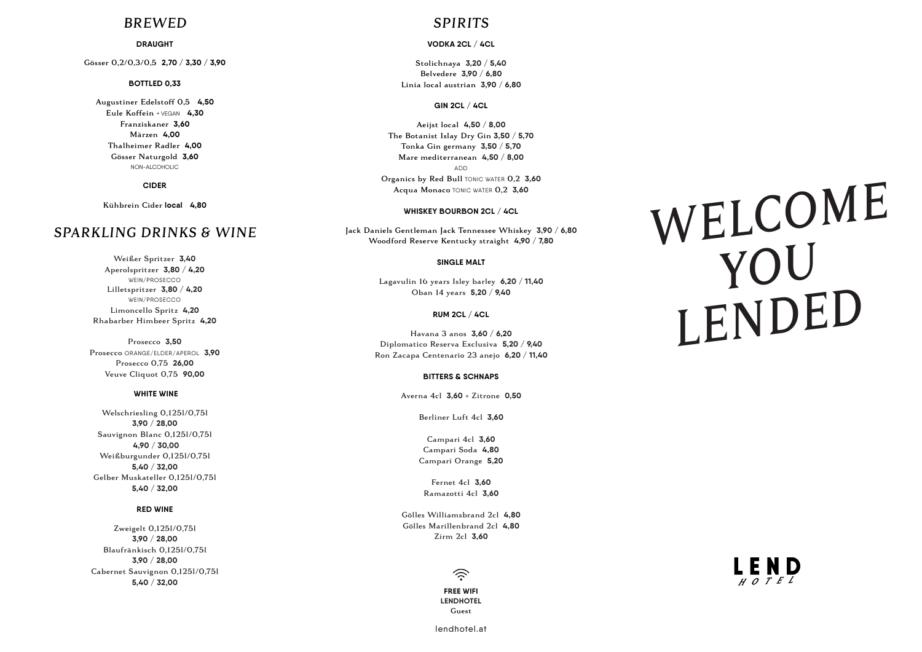# BREWED

### DRAUGHT

Gösser 0,2/0,3/0,5 **2,70** / **3,30** / **3,90**

### BOTTLED 0,33

Augustiner Edelstoff 0,5 **4,50**
Eule Koffein + VEGAN **4,30**
Franziskaner **3,60**
Märzen **4,00**
Thalheimer Radler **4,00**
Gösser Naturgold **3,60**
NON-ALCOHOLIC

### CIDER

Kühbrein Cider **local** **4,80**

# SPARKLING DRINKS & WINE

Weißer Spritzer **3,40**
Aperolspritzer **3,80** / **4,20**
WEIN/PROSECCO
Lilletspritzer **3,80** / **4,20**
WEIN/PROSECCO
Limoncello Spritz **4,20**
Rhabarber Himbeer Spritz **4,20**

Prosecco **3,50**
Prosecco ORANGE/ELDER/APEROL **3,90**
Prosecco 0,75 **26,00**
Veuve Cliquot 0,75 **90,00**

### WHITE WINE

Welschriesling 0,125l/0,75l
**3,90** / **28,00**
Sauvignon Blanc 0,125l/0,75l
**4,90** / **30,00**
Weißburgunder 0,125l/0,75l
**5,40** / **32,00**
Gelber Muskateller 0,125l/0,75l
**5,40** / **32,00**

### RED WINE

Zweigelt 0,125l/0,75l
**3,90** / **28,00**
Blaufränkisch 0,125l/0,75l
**3,90** / **28,00**
Cabernet Sauvignon 0,125l/0,75l
**5,40** / **32,00**

# SPIRITS

### VODKA 2CL / 4CL

Stolichnaya **3,20** / **5,40**
Belvedere **3,90** / **6,80**
Linia local austrian **3,90** / **6,80**

### GIN 2CL / 4CL

Aeijst local **4,50** / **8,00**
The Botanist Islay Dry Gin **3,50** / **5,70**
Tonka Gin germany **3,50** / **5,70**
Mare mediterranean **4,50** / **8,00**
ADD
Organics by Red Bull TONIC WATER 0,2 **3,60**
Acqua Monaco TONIC WATER 0,2 **3,60**

### WHISKEY BOURBON 2CL / 4CL

Jack Daniels Gentleman Jack Tennessee Whiskey **3,90** / **6,80**
Woodford Reserve Kentucky straight **4,90** / **7,80**

### SINGLE MALT

Lagavulin 16 years Isley barley **6,20** / **11,40**
Oban 14 years **5,20** / **9,40**

### RUM 2CL / 4CL

Havana 3 anos **3,60** / **6,20**
Diplomatico Reserva Exclusiva **5,20** / **9,40**
Ron Zacapa Centenario 23 anejo **6,20** / **11,40**

### BITTERS & SCHNAPS

Averna 4cl **3,60** + Zitrone **0,50**

Berliner Luft 4cl **3,60**

Campari 4cl **3,60**
Campari Soda **4,80**
Campari Orange **5,20**

Fernet 4cl **3,60**
Ramazotti 4cl **3,60**

Gölles Williamsbrand 2cl **4,80**
Gölles Marillenbrand 2cl **4,80**
Zirm 2cl **3,60**

**FREE WIFI**
**LENDHOTEL**
Guest

lendhotel.at

# WELCOME YOU LENDED

LEND HOTEL